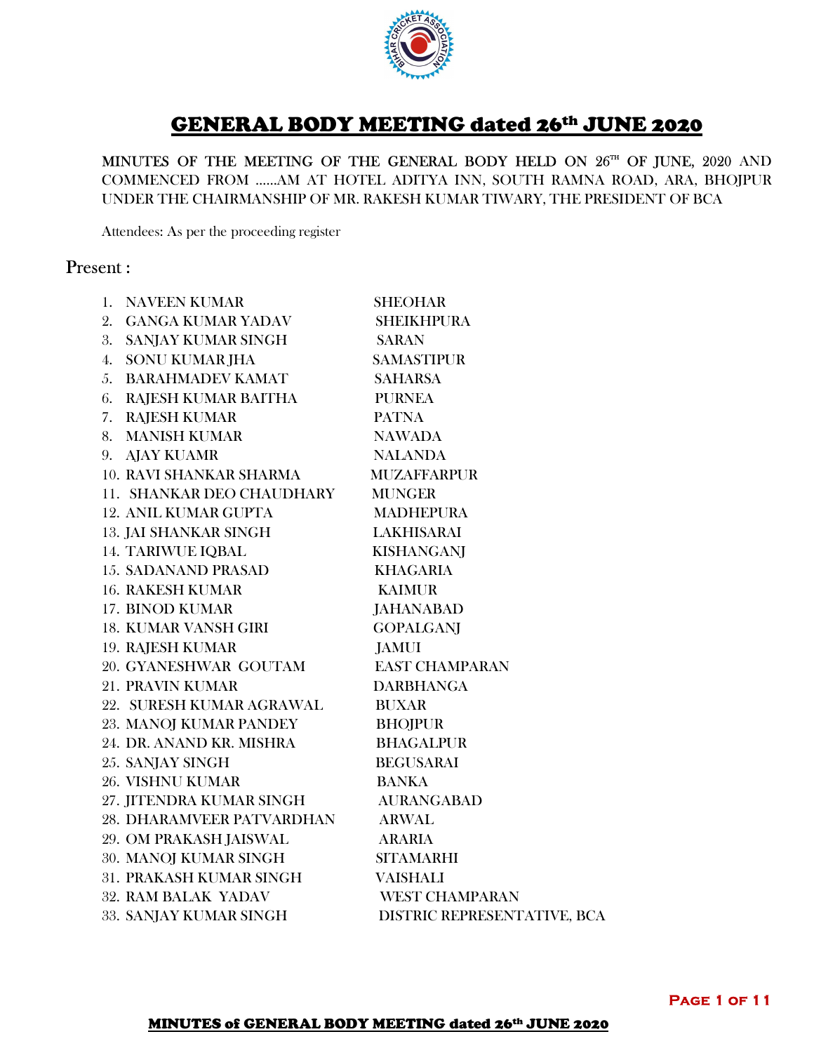# GENERAL BODY MEETING dated 26th JUNE 2020

MINUTES OF THE MEETING OF THE GENERAL BODY HELD ON 26TH OF JUNE, 2020 AND COMMENCED FROM ……AM AT HOTEL ADITYA INN, SOUTH RAMNA ROAD, ARA, BHOJPUR UNDER THE CHAIRMANSHIP OF MR. RAKESH KUMAR TIWARY, THE PRESIDENT OF BCA

Attendees: As per the proceeding register

## Present :

1. NAVEEN KUMAR — SHEOHAR
2. GANGA KUMAR YADAV — SHEIKHPURA
3. SANJAY KUMAR SINGH — SARAN
4. SONU KUMAR JHA — SAMASTIPUR
5. BARAHMADEV KAMAT — SAHARSA
6. RAJESH KUMAR BAITHA — PURNEA
7. RAJESH KUMAR — PATNA
8. MANISH KUMAR — NAWADA
9. AJAY KUAMR — NALANDA
10. RAVI SHANKAR SHARMA — MUZAFFARPUR
11. SHANKAR DEO CHAUDHARY — MUNGER
12. ANIL KUMAR GUPTA — MADHEPURA
13. JAI SHANKAR SINGH — LAKHISARAI
14. TARIWUE IQBAL — KISHANGANJ
15. SADANAND PRASAD — KHAGARIA
16. RAKESH KUMAR — KAIMUR
17. BINOD KUMAR — JAHANABAD
18. KUMAR VANSH GIRI — GOPALGANJ
19. RAJESH KUMAR — JAMUI
20. GYANESHWAR GOUTAM — EAST CHAMPARAN
21. PRAVIN KUMAR — DARBHANGA
22. SURESH KUMAR AGRAWAL — BUXAR
23. MANOJ KUMAR PANDEY — BHOJPUR
24. DR. ANAND KR. MISHRA — BHAGALPUR
25. SANJAY SINGH — BEGUSARAI
26. VISHNU KUMAR — BANKA
27. JITENDRA KUMAR SINGH — AURANGABAD
28. DHARAMVEER PATVARDHAN — ARWAL
29. OM PRAKASH JAISWAL — ARARIA
30. MANOJ KUMAR SINGH — SITAMARHI
31. PRAKASH KUMAR SINGH — VAISHALI
32. RAM BALAK YADAV — WEST CHAMPARAN
33. SANJAY KUMAR SINGH — DISTRIC REPRESENTATIVE, BCA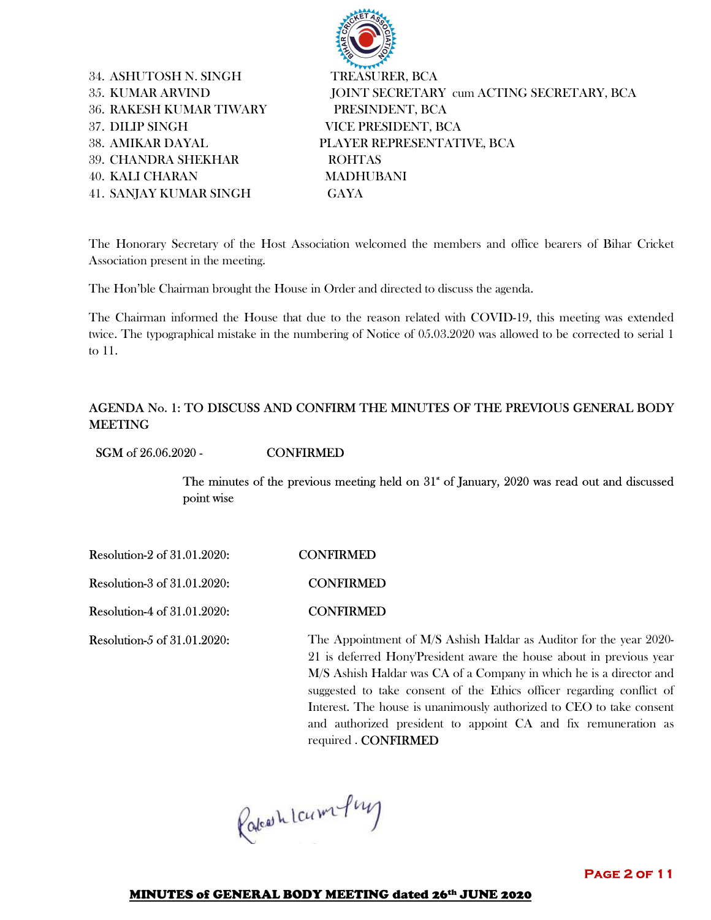34. ASHUTOSH N. SINGH — TREASURER, BCA
35. KUMAR ARVIND — JOINT SECRETARY cum ACTING SECRETARY, BCA
36. RAKESH KUMAR TIWARY — PRESINDENT, BCA
37. DILIP SINGH — VICE PRESIDENT, BCA
38. AMIKAR DAYAL — PLAYER REPRESENTATIVE, BCA
39. CHANDRA SHEKHAR — ROHTAS
40. KALI CHARAN — MADHUBANI
41. SANJAY KUMAR SINGH — GAYA

The Honorary Secretary of the Host Association welcomed the members and office bearers of Bihar Cricket Association present in the meeting.

The Hon'ble Chairman brought the House in Order and directed to discuss the agenda.

The Chairman informed the House that due to the reason related with COVID-19, this meeting was extended twice. The typographical mistake in the numbering of Notice of 05.03.2020 was allowed to be corrected to serial 1 to 11.

## AGENDA No. 1: TO DISCUSS AND CONFIRM THE MINUTES OF THE PREVIOUS GENERAL BODY MEETING

SGM of 26.06.2020 - CONFIRMED

The minutes of the previous meeting held on 31st of January, 2020 was read out and discussed point wise

Resolution-2 of 31.01.2020: CONFIRMED

Resolution-3 of 31.01.2020: CONFIRMED

Resolution-4 of 31.01.2020: CONFIRMED

Resolution-5 of 31.01.2020: The Appointment of M/S Ashish Haldar as Auditor for the year 2020-21 is deferred Hony'President aware the house about in previous year M/S Ashish Haldar was CA of a Company in which he is a director and suggested to take consent of the Ethics officer regarding conflict of Interest. The house is unanimously authorized to CEO to take consent and authorized president to appoint CA and fix remuneration as required . **CONFIRMED**

Rakesh Kumar Tiwary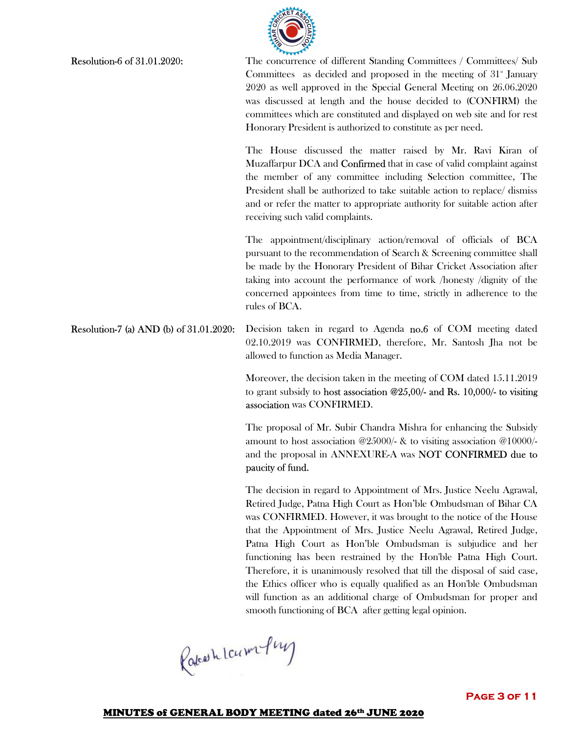**Resolution-6 of 31.01.2020:**

The concurrence of different Standing Committees / Committees/ Sub Committees as decided and proposed in the meeting of 31st January 2020 as well approved in the Special General Meeting on 26.06.2020 was discussed at length and the house decided to (CONFIRM) the committees which are constituted and displayed on web site and for rest Honorary President is authorized to constitute as per need.

The House discussed the matter raised by Mr. Ravi Kiran of Muzaffarpur DCA and Confirmed that in case of valid complaint against the member of any committee including Selection committee, The President shall be authorized to take suitable action to replace/ dismiss and or refer the matter to appropriate authority for suitable action after receiving such valid complaints.

The appointment/disciplinary action/removal of officials of BCA pursuant to the recommendation of Search & Screening committee shall be made by the Honorary President of Bihar Cricket Association after taking into account the performance of work /honesty /dignity of the concerned appointees from time to time, strictly in adherence to the rules of BCA.

**Resolution-7 (a) AND (b) of 31.01.2020:**

Decision taken in regard to Agenda no.6 of COM meeting dated 02.10.2019 was CONFIRMED, therefore, Mr. Santosh Jha not be allowed to function as Media Manager.

Moreover, the decision taken in the meeting of COM dated 15.11.2019 to grant subsidy to host association @25,00/- and Rs. 10,000/- to visiting association was CONFIRMED.

The proposal of Mr. Subir Chandra Mishra for enhancing the Subsidy amount to host association @25000/- & to visiting association @10000/- and the proposal in ANNEXURE-A was NOT CONFIRMED due to paucity of fund.

The decision in regard to Appointment of Mrs. Justice Neelu Agrawal, Retired Judge, Patna High Court as Hon'ble Ombudsman of Bihar CA was CONFIRMED. However, it was brought to the notice of the House that the Appointment of Mrs. Justice Neelu Agrawal, Retired Judge, Patna High Court as Hon'ble Ombudsman is subjudice and her functioning has been restrained by the Hon'ble Patna High Court. Therefore, it is unanimously resolved that till the disposal of said case, the Ethics officer who is equally qualified as an Hon'ble Ombudsman will function as an additional charge of Ombudsman for proper and smooth functioning of BCA after getting legal opinion.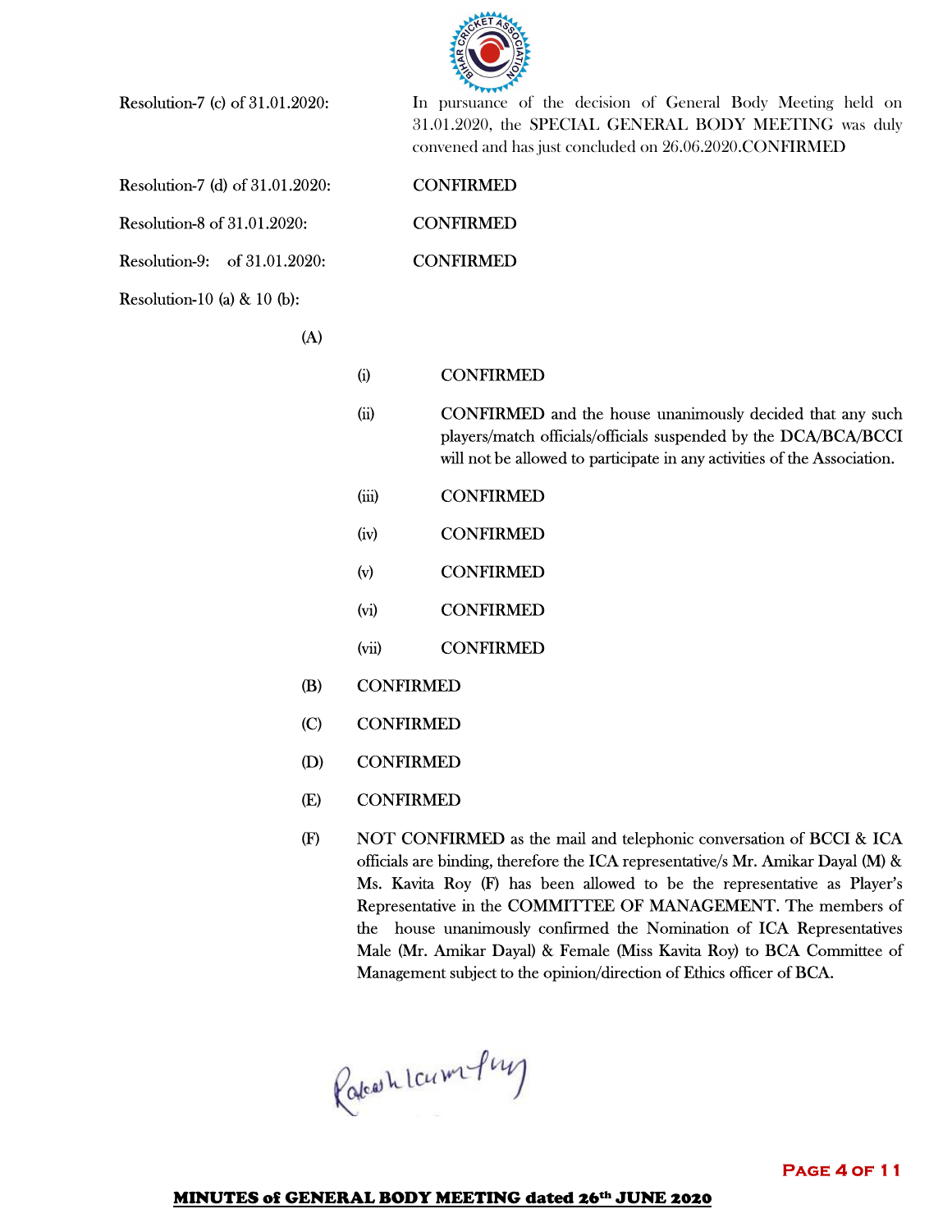Resolution-7 (c) of 31.01.2020: In pursuance of the decision of General Body Meeting held on 31.01.2020, the SPECIAL GENERAL BODY MEETING was duly convened and has just concluded on 26.06.2020.CONFIRMED

Resolution-7 (d) of 31.01.2020: CONFIRMED

Resolution-8 of 31.01.2020: CONFIRMED

Resolution-9: of 31.01.2020: CONFIRMED

Resolution-10 (a) & 10 (b):

(A)

- (i) CONFIRMED
- (ii) CONFIRMED and the house unanimously decided that any such players/match officials/officials suspended by the DCA/BCA/BCCI will not be allowed to participate in any activities of the Association.
- (iii) CONFIRMED
- (iv) CONFIRMED
- (v) CONFIRMED
- (vi) CONFIRMED
- (vii) CONFIRMED

(B) CONFIRMED

(C) CONFIRMED

(D) CONFIRMED

(E) CONFIRMED

(F) NOT CONFIRMED as the mail and telephonic conversation of BCCI & ICA officials are binding, therefore the ICA representative/s Mr. Amikar Dayal (M) & Ms. Kavita Roy (F) has been allowed to be the representative as Player's Representative in the COMMITTEE OF MANAGEMENT. The members of the house unanimously confirmed the Nomination of ICA Representatives Male (Mr. Amikar Dayal) & Female (Miss Kavita Roy) to BCA Committee of Management subject to the opinion/direction of Ethics officer of BCA.

**MINUTES of GENERAL BODY MEETING dated 26th JUNE 2020**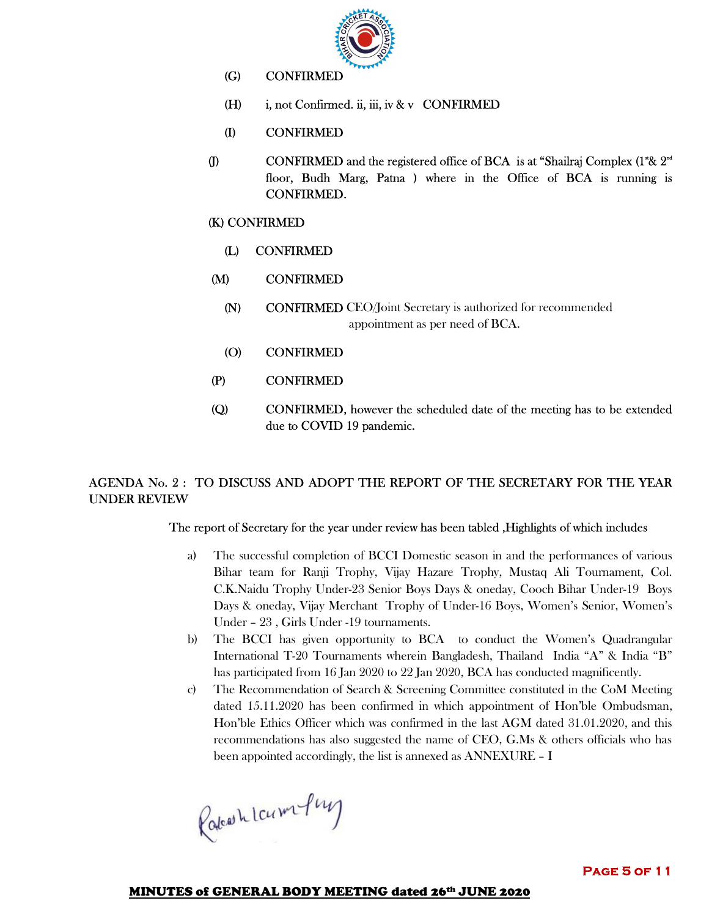(G) CONFIRMED

(H) i, not Confirmed. ii, iii, iv & v CONFIRMED

(I) CONFIRMED

(J) CONFIRMED and the registered office of BCA is at "Shailraj Complex (1st & 2nd floor, Budh Marg, Patna ) where in the Office of BCA is running is CONFIRMED.

(K) CONFIRMED

(L) CONFIRMED

(M) CONFIRMED

(N) CONFIRMED CEO/Joint Secretary is authorized for recommended appointment as per need of BCA.

(O) CONFIRMED

(P) CONFIRMED

(Q) CONFIRMED, however the scheduled date of the meeting has to be extended due to COVID 19 pandemic.

AGENDA No. 2 : TO DISCUSS AND ADOPT THE REPORT OF THE SECRETARY FOR THE YEAR UNDER REVIEW

The report of Secretary for the year under review has been tabled ,Highlights of which includes

a) The successful completion of BCCI Domestic season in and the performances of various Bihar team for Ranji Trophy, Vijay Hazare Trophy, Mustaq Ali Tournament, Col. C.K.Naidu Trophy Under-23 Senior Boys Days & oneday, Cooch Bihar Under-19 Boys Days & oneday, Vijay Merchant Trophy of Under-16 Boys, Women's Senior, Women's Under – 23 , Girls Under -19 tournaments.

b) The BCCI has given opportunity to BCA to conduct the Women's Quadrangular International T-20 Tournaments wherein Bangladesh, Thailand India "A" & India "B" has participated from 16 Jan 2020 to 22 Jan 2020, BCA has conducted magnificently.

c) The Recommendation of Search & Screening Committee constituted in the CoM Meeting dated 15.11.2020 has been confirmed in which appointment of Hon'ble Ombudsman, Hon'ble Ethics Officer which was confirmed in the last AGM dated 31.01.2020, and this recommendations has also suggested the name of CEO, G.Ms & others officials who has been appointed accordingly, the list is annexed as ANNEXURE – I

MINUTES of GENERAL BODY MEETING dated 26th JUNE 2020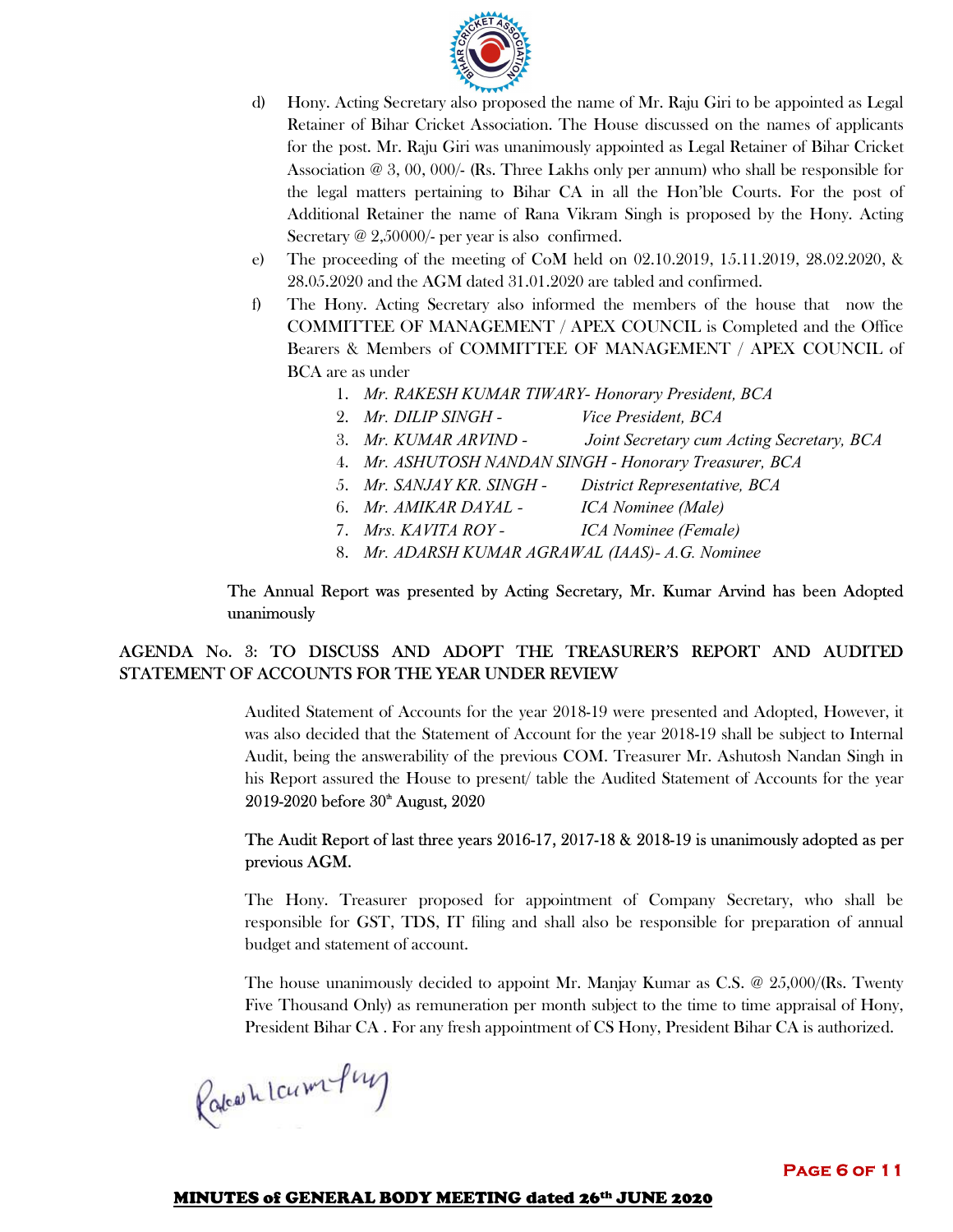d) Hony. Acting Secretary also proposed the name of Mr. Raju Giri to be appointed as Legal Retainer of Bihar Cricket Association. The House discussed on the names of applicants for the post. Mr. Raju Giri was unanimously appointed as Legal Retainer of Bihar Cricket Association @ 3, 00, 000/- (Rs. Three Lakhs only per annum) who shall be responsible for the legal matters pertaining to Bihar CA in all the Hon'ble Courts. For the post of Additional Retainer the name of Rana Vikram Singh is proposed by the Hony. Acting Secretary @ 2,50000/- per year is also confirmed.

e) The proceeding of the meeting of CoM held on 02.10.2019, 15.11.2019, 28.02.2020, & 28.05.2020 and the AGM dated 31.01.2020 are tabled and confirmed.

f) The Hony. Acting Secretary also informed the members of the house that now the COMMITTEE OF MANAGEMENT / APEX COUNCIL is Completed and the Office Bearers & Members of COMMITTEE OF MANAGEMENT / APEX COUNCIL of BCA are as under

1. *Mr. RAKESH KUMAR TIWARY- Honorary President, BCA*
2. *Mr. DILIP SINGH - Vice President, BCA*
3. *Mr. KUMAR ARVIND - Joint Secretary cum Acting Secretary, BCA*
4. *Mr. ASHUTOSH NANDAN SINGH - Honorary Treasurer, BCA*
5. *Mr. SANJAY KR. SINGH - District Representative, BCA*
6. *Mr. AMIKAR DAYAL - ICA Nominee (Male)*
7. *Mrs. KAVITA ROY - ICA Nominee (Female)*
8. *Mr. ADARSH KUMAR AGRAWAL (IAAS)- A.G. Nominee*

The Annual Report was presented by Acting Secretary, Mr. Kumar Arvind has been Adopted unanimously

## AGENDA No. 3: TO DISCUSS AND ADOPT THE TREASURER'S REPORT AND AUDITED STATEMENT OF ACCOUNTS FOR THE YEAR UNDER REVIEW

Audited Statement of Accounts for the year 2018-19 were presented and Adopted, However, it was also decided that the Statement of Account for the year 2018-19 shall be subject to Internal Audit, being the answerability of the previous COM. Treasurer Mr. Ashutosh Nandan Singh in his Report assured the House to present/ table the Audited Statement of Accounts for the year 2019-2020 before 30th August, 2020

The Audit Report of last three years 2016-17, 2017-18 & 2018-19 is unanimously adopted as per previous AGM.

The Hony. Treasurer proposed for appointment of Company Secretary, who shall be responsible for GST, TDS, IT filing and shall also be responsible for preparation of annual budget and statement of account.

The house unanimously decided to appoint Mr. Manjay Kumar as C.S. @ 25,000/(Rs. Twenty Five Thousand Only) as remuneration per month subject to the time to time appraisal of Hony, President Bihar CA . For any fresh appointment of CS Hony, President Bihar CA is authorized.

**MINUTES of GENERAL BODY MEETING dated 26th JUNE 2020**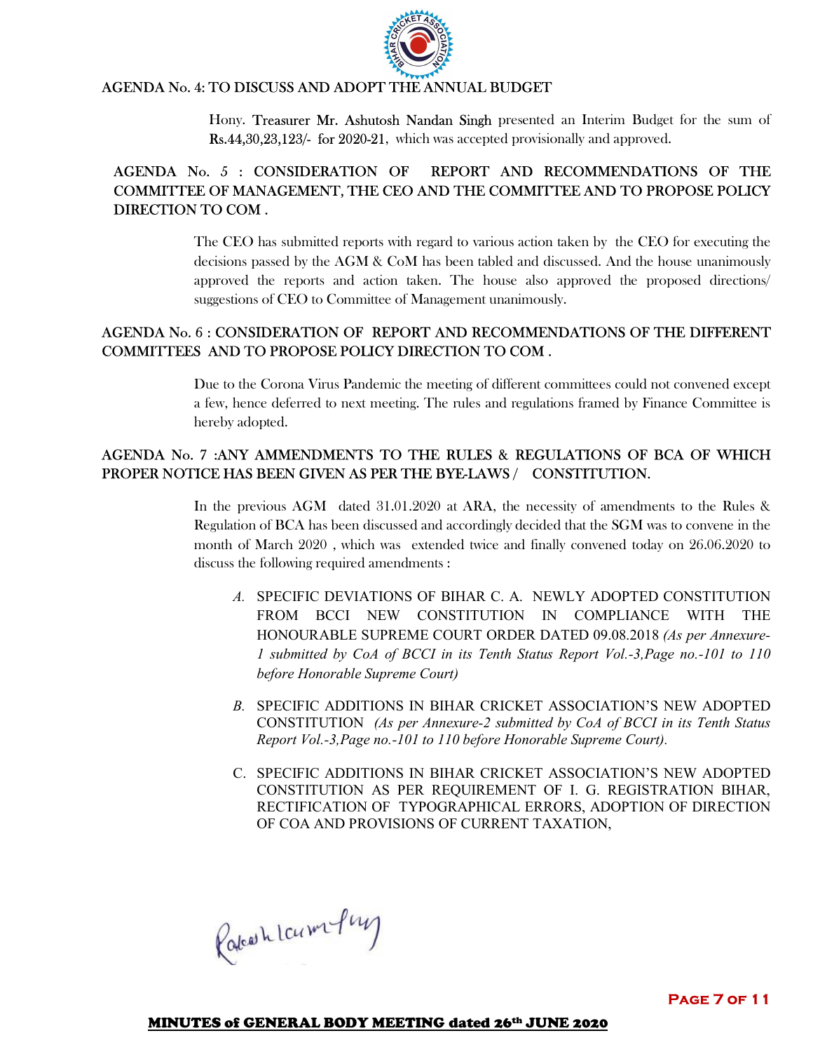## AGENDA No. 4: TO DISCUSS AND ADOPT THE ANNUAL BUDGET

Hony. Treasurer Mr. Ashutosh Nandan Singh presented an Interim Budget for the sum of **Rs.44,30,23,123/- for 2020-21**, which was accepted provisionally and approved.

## AGENDA No. 5 : CONSIDERATION OF REPORT AND RECOMMENDATIONS OF THE COMMITTEE OF MANAGEMENT, THE CEO AND THE COMMITTEE AND TO PROPOSE POLICY DIRECTION TO COM .

The CEO has submitted reports with regard to various action taken by the CEO for executing the decisions passed by the AGM & CoM has been tabled and discussed. And the house unanimously approved the reports and action taken. The house also approved the proposed directions/ suggestions of CEO to Committee of Management unanimously.

## AGENDA No. 6 : CONSIDERATION OF REPORT AND RECOMMENDATIONS OF THE DIFFERENT COMMITTEES AND TO PROPOSE POLICY DIRECTION TO COM .

Due to the Corona Virus Pandemic the meeting of different committees could not convened except a few, hence deferred to next meeting. The rules and regulations framed by Finance Committee is hereby adopted.

## AGENDA No. 7 :ANY AMMENDMENTS TO THE RULES & REGULATIONS OF BCA OF WHICH PROPER NOTICE HAS BEEN GIVEN AS PER THE BYE-LAWS / CONSTITUTION.

In the previous AGM dated 31.01.2020 at ARA, the necessity of amendments to the Rules & Regulation of BCA has been discussed and accordingly decided that the SGM was to convene in the month of March 2020 , which was extended twice and finally convened today on 26.06.2020 to discuss the following required amendments :

*A.* SPECIFIC DEVIATIONS OF BIHAR C. A. NEWLY ADOPTED CONSTITUTION FROM BCCI NEW CONSTITUTION IN COMPLIANCE WITH THE HONOURABLE SUPREME COURT ORDER DATED 09.08.2018 *(As per Annexure-1 submitted by CoA of BCCI in its Tenth Status Report Vol.-3,Page no.-101 to 110 before Honorable Supreme Court)*

*B.* SPECIFIC ADDITIONS IN BIHAR CRICKET ASSOCIATION'S NEW ADOPTED CONSTITUTION *(As per Annexure-2 submitted by CoA of BCCI in its Tenth Status Report Vol.-3,Page no.-101 to 110 before Honorable Supreme Court).*

C. SPECIFIC ADDITIONS IN BIHAR CRICKET ASSOCIATION'S NEW ADOPTED CONSTITUTION AS PER REQUIREMENT OF I. G. REGISTRATION BIHAR, RECTIFICATION OF TYPOGRAPHICAL ERRORS, ADOPTION OF DIRECTION OF COA AND PROVISIONS OF CURRENT TAXATION,

Rakesh kumar Tiwary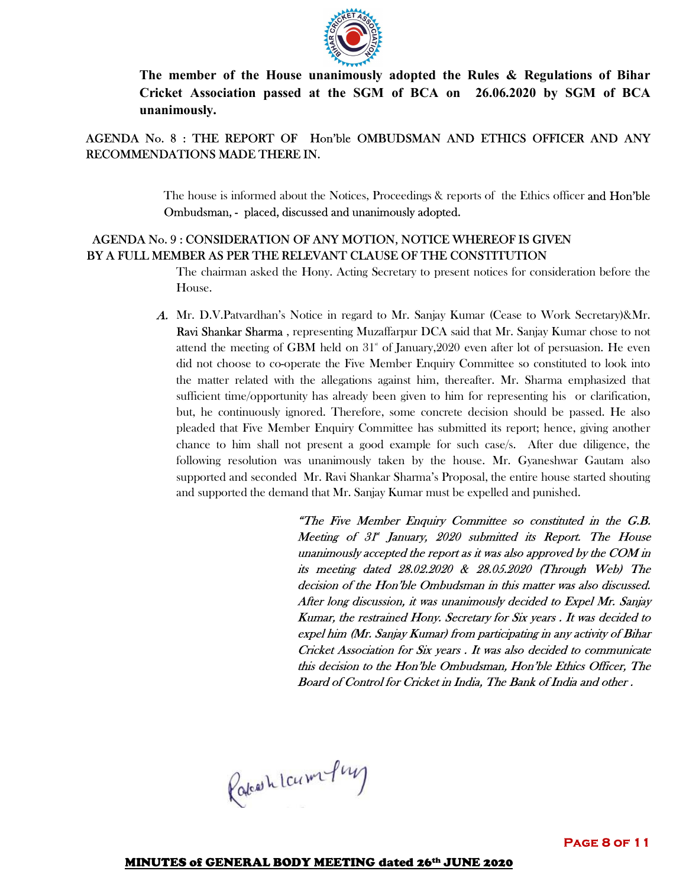**The member of the House unanimously adopted the Rules & Regulations of Bihar Cricket Association passed at the SGM of BCA on 26.06.2020 by SGM of BCA unanimously.**

AGENDA No. 8 : THE REPORT OF Hon'ble OMBUDSMAN AND ETHICS OFFICER AND ANY RECOMMENDATIONS MADE THERE IN.

The house is informed about the Notices, Proceedings & reports of the Ethics officer and Hon'ble Ombudsman, - placed, discussed and unanimously adopted.

AGENDA No. 9 : CONSIDERATION OF ANY MOTION, NOTICE WHEREOF IS GIVEN BY A FULL MEMBER AS PER THE RELEVANT CLAUSE OF THE CONSTITUTION

The chairman asked the Hony. Acting Secretary to present notices for consideration before the House.

*A.* Mr. D.V.Patvardhan's Notice in regard to Mr. Sanjay Kumar (Cease to Work Secretary)&Mr. Ravi Shankar Sharma , representing Muzaffarpur DCA said that Mr. Sanjay Kumar chose to not attend the meeting of GBM held on 31st of January,2020 even after lot of persuasion. He even did not choose to co-operate the Five Member Enquiry Committee so constituted to look into the matter related with the allegations against him, thereafter. Mr. Sharma emphasized that sufficient time/opportunity has already been given to him for representing his or clarification, but, he continuously ignored. Therefore, some concrete decision should be passed. He also pleaded that Five Member Enquiry Committee has submitted its report; hence, giving another chance to him shall not present a good example for such case/s. After due diligence, the following resolution was unanimously taken by the house. Mr. Gyaneshwar Gautam also supported and seconded Mr. Ravi Shankar Sharma's Proposal, the entire house started shouting and supported the demand that Mr. Sanjay Kumar must be expelled and punished.

> *"The Five Member Enquiry Committee so constituted in the G.B. Meeting of 31st January, 2020 submitted its Report. The House unanimously accepted the report as it was also approved by the COM in its meeting dated 28.02.2020 & 28.05.2020 (Through Web) The decision of the Hon'ble Ombudsman in this matter was also discussed. After long discussion, it was unanimously decided to Expel Mr. Sanjay Kumar, the restrained Hony. Secretary for Six years . It was decided to expel him (Mr. Sanjay Kumar) from participating in any activity of Bihar Cricket Association for Six years . It was also decided to communicate this decision to the Hon'ble Ombudsman, Hon'ble Ethics Officer, The Board of Control for Cricket in India, The Bank of India and other .*

Rakesh Kumar Tiwary

**MINUTES of GENERAL BODY MEETING dated 26th JUNE 2020**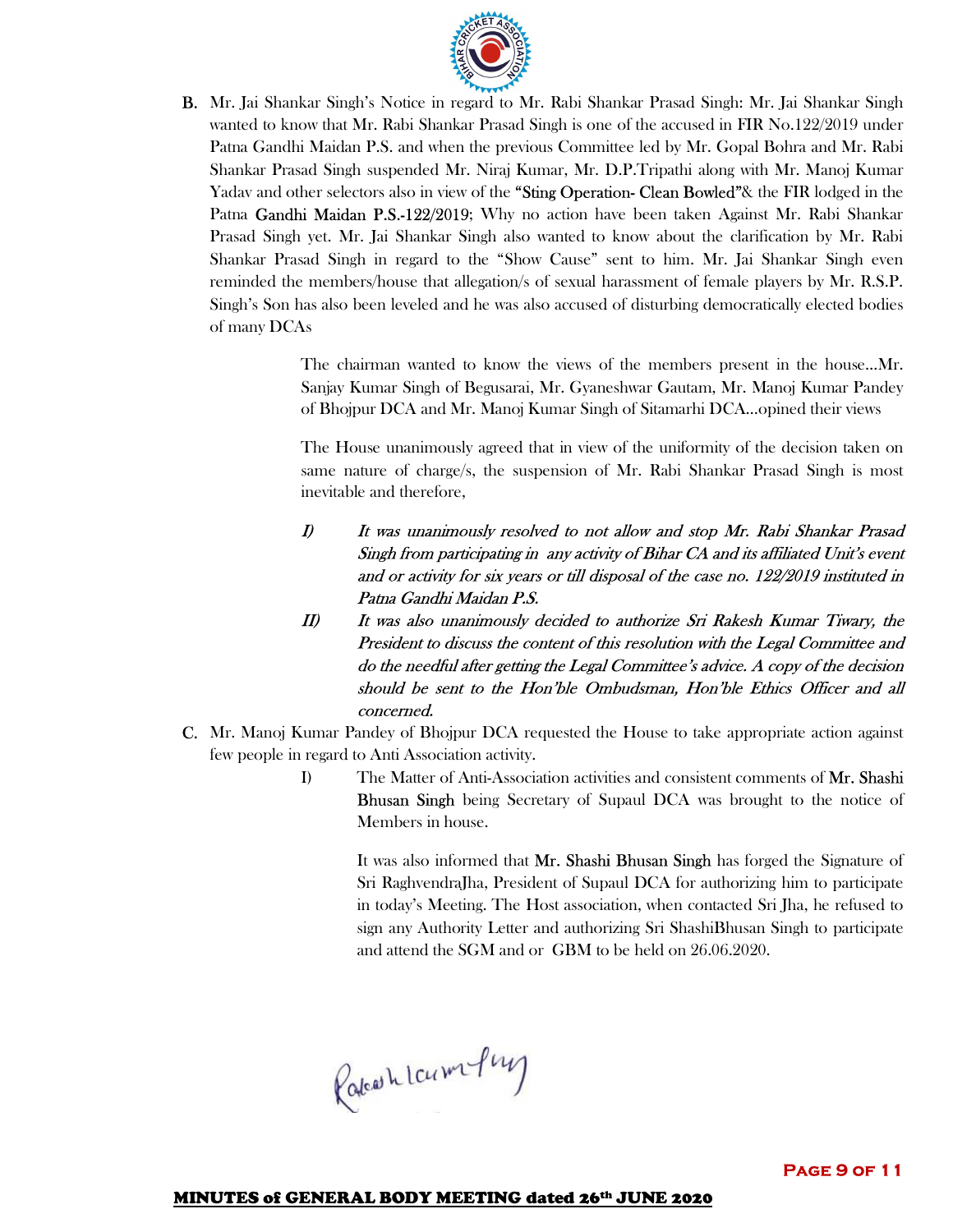**B.** Mr. Jai Shankar Singh's Notice in regard to Mr. Rabi Shankar Prasad Singh: Mr. Jai Shankar Singh wanted to know that Mr. Rabi Shankar Prasad Singh is one of the accused in FIR No.122/2019 under Patna Gandhi Maidan P.S. and when the previous Committee led by Mr. Gopal Bohra and Mr. Rabi Shankar Prasad Singh suspended Mr. Niraj Kumar, Mr. D.P.Tripathi along with Mr. Manoj Kumar Yadav and other selectors also in view of the "Sting Operation- Clean Bowled"& the FIR lodged in the Patna Gandhi Maidan P.S.-122/2019; Why no action have been taken Against Mr. Rabi Shankar Prasad Singh yet. Mr. Jai Shankar Singh also wanted to know about the clarification by Mr. Rabi Shankar Prasad Singh in regard to the "Show Cause" sent to him. Mr. Jai Shankar Singh even reminded the members/house that allegation/s of sexual harassment of female players by Mr. R.S.P. Singh's Son has also been leveled and he was also accused of disturbing democratically elected bodies of many DCAs

The chairman wanted to know the views of the members present in the house...Mr. Sanjay Kumar Singh of Begusarai, Mr. Gyaneshwar Gautam, Mr. Manoj Kumar Pandey of Bhojpur DCA and Mr. Manoj Kumar Singh of Sitamarhi DCA...opined their views

The House unanimously agreed that in view of the uniformity of the decision taken on same nature of charge/s, the suspension of Mr. Rabi Shankar Prasad Singh is most inevitable and therefore,

*I) It was unanimously resolved to not allow and stop Mr. Rabi Shankar Prasad Singh from participating in any activity of Bihar CA and its affiliated Unit's event and or activity for six years or till disposal of the case no. 122/2019 instituted in Patna Gandhi Maidan P.S.*

*II) It was also unanimously decided to authorize Sri Rakesh Kumar Tiwary, the President to discuss the content of this resolution with the Legal Committee and do the needful after getting the Legal Committee's advice. A copy of the decision should be sent to the Hon'ble Ombudsman, Hon'ble Ethics Officer and all concerned.*

**C.** Mr. Manoj Kumar Pandey of Bhojpur DCA requested the House to take appropriate action against few people in regard to Anti Association activity.

I) The Matter of Anti-Association activities and consistent comments of Mr. Shashi Bhusan Singh being Secretary of Supaul DCA was brought to the notice of Members in house.

It was also informed that Mr. Shashi Bhusan Singh has forged the Signature of Sri RaghvendraJha, President of Supaul DCA for authorizing him to participate in today's Meeting. The Host association, when contacted Sri Jha, he refused to sign any Authority Letter and authorizing Sri ShashiBhusan Singh to participate and attend the SGM and or GBM to be held on 26.06.2020.

Rakesh Kumar Tiwary

**MINUTES of GENERAL BODY MEETING dated 26th JUNE 2020**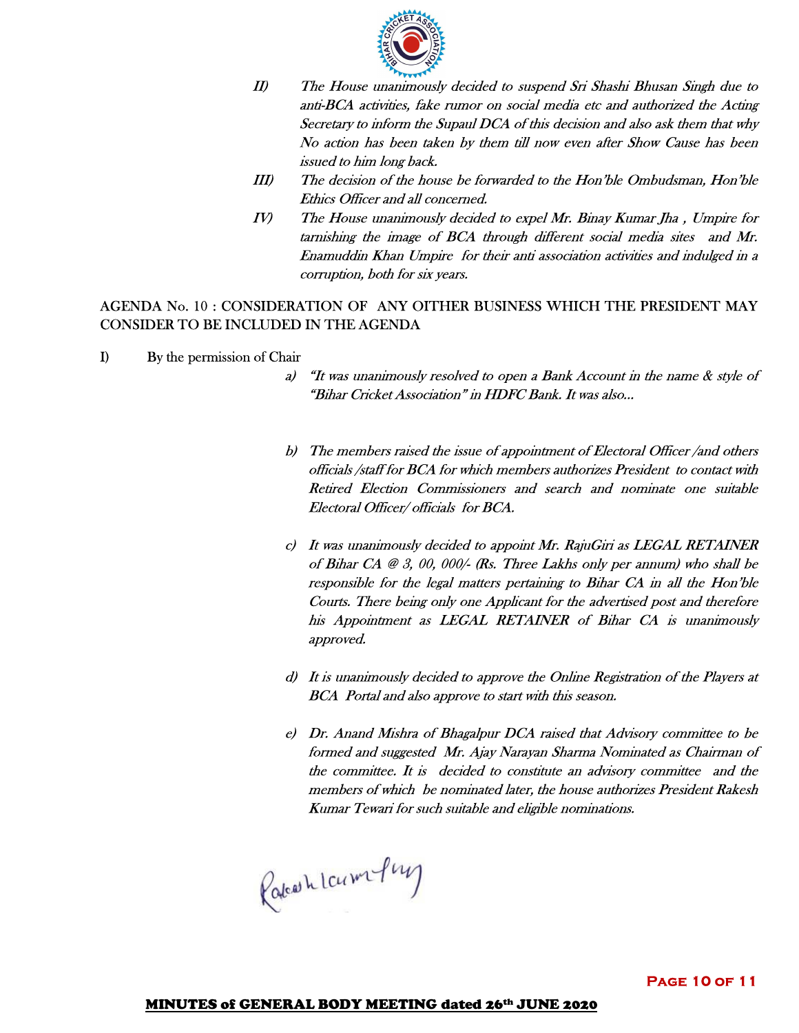II) *The House unanimously decided to suspend Sri Shashi Bhusan Singh due to anti-BCA activities, fake rumor on social media etc and authorized the Acting Secretary to inform the Supaul DCA of this decision and also ask them that why No action has been taken by them till now even after Show Cause has been issued to him long back.*

III) *The decision of the house be forwarded to the Hon'ble Ombudsman, Hon'ble Ethics Officer and all concerned.*

IV) *The House unanimously decided to expel Mr. Binay Kumar Jha , Umpire for tarnishing the image of BCA through different social media sites and Mr. Enamuddin Khan Umpire for their anti association activities and indulged in a corruption, both for six years.*

AGENDA No. 10 : CONSIDERATION OF ANY OITHER BUSINESS WHICH THE PRESIDENT MAY CONSIDER TO BE INCLUDED IN THE AGENDA

I) By the permission of Chair

a) *"It was unanimously resolved to open a Bank Account in the name & style of "Bihar Cricket Association" in HDFC Bank. It was also...*

b) *The members raised the issue of appointment of Electoral Officer /and others officials /staff for BCA for which members authorizes President to contact with Retired Election Commissioners and search and nominate one suitable Electoral Officer/ officials for BCA.*

c) *It was unanimously decided to appoint Mr. RajuGiri as LEGAL RETAINER of Bihar CA @ 3, 00, 000/- (Rs. Three Lakhs only per annum) who shall be responsible for the legal matters pertaining to Bihar CA in all the Hon'ble Courts. There being only one Applicant for the advertised post and therefore his Appointment as LEGAL RETAINER of Bihar CA is unanimously approved.*

d) *It is unanimously decided to approve the Online Registration of the Players at BCA Portal and also approve to start with this season.*

e) *Dr. Anand Mishra of Bhagalpur DCA raised that Advisory committee to be formed and suggested Mr. Ajay Narayan Sharma Nominated as Chairman of the committee. It is decided to constitute an advisory committee and the members of which be nominated later, the house authorizes President Rakesh Kumar Tewari for such suitable and eligible nominations.*

Rakesh Kumar Tiwary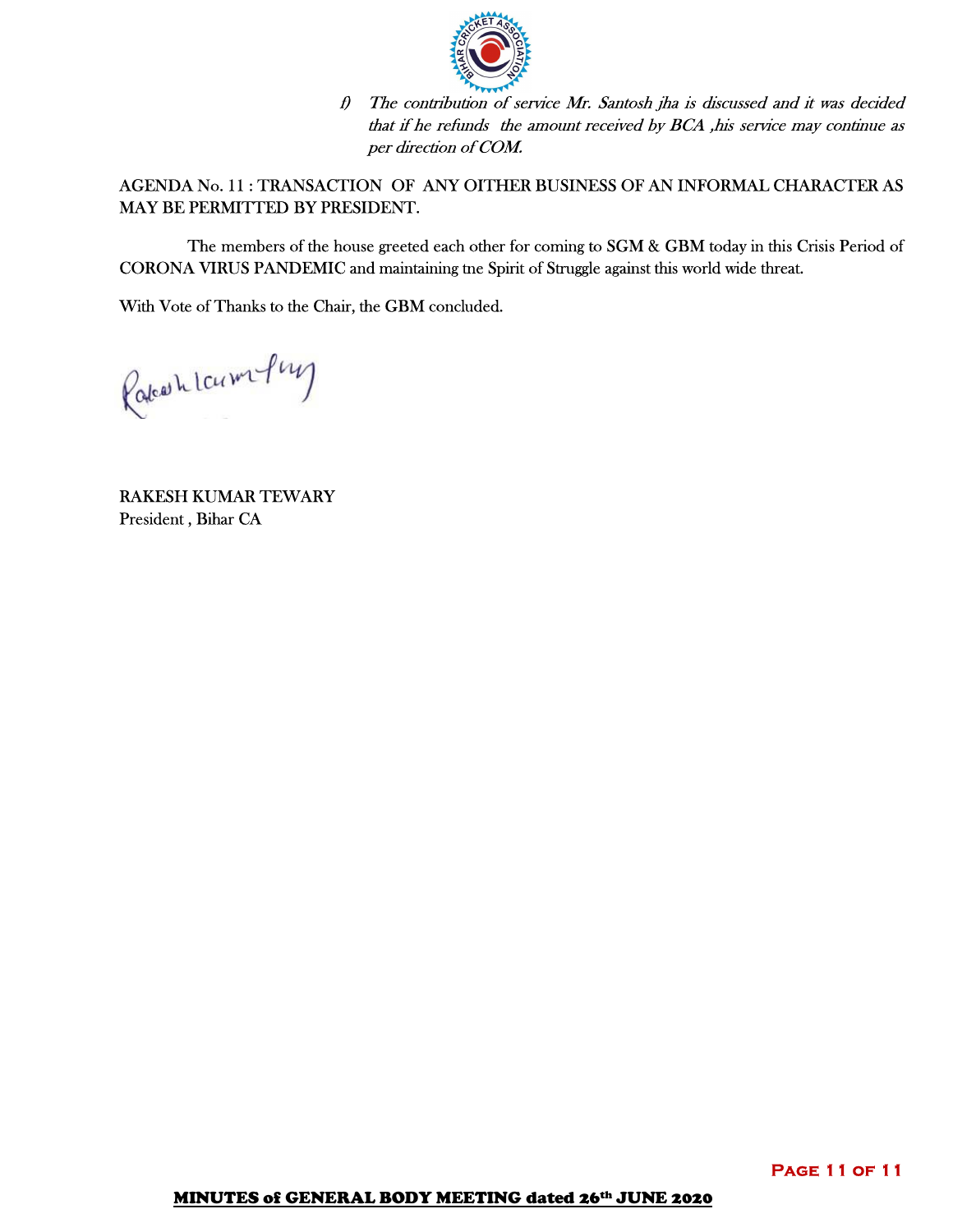*f) The contribution of service Mr. Santosh jha is discussed and it was decided that if he refunds the amount received by BCA ,his service may continue as per direction of COM.*

AGENDA No. 11 : TRANSACTION OF ANY OITHER BUSINESS OF AN INFORMAL CHARACTER AS MAY BE PERMITTED BY PRESIDENT.

The members of the house greeted each other for coming to **SGM** & **GBM** today in this Crisis Period of CORONA VIRUS PANDEMIC and maintaining tne Spirit of Struggle against this world wide threat.

With Vote of Thanks to the Chair, the **GBM** concluded.

RAKESH KUMAR TEWARY
President , Bihar CA